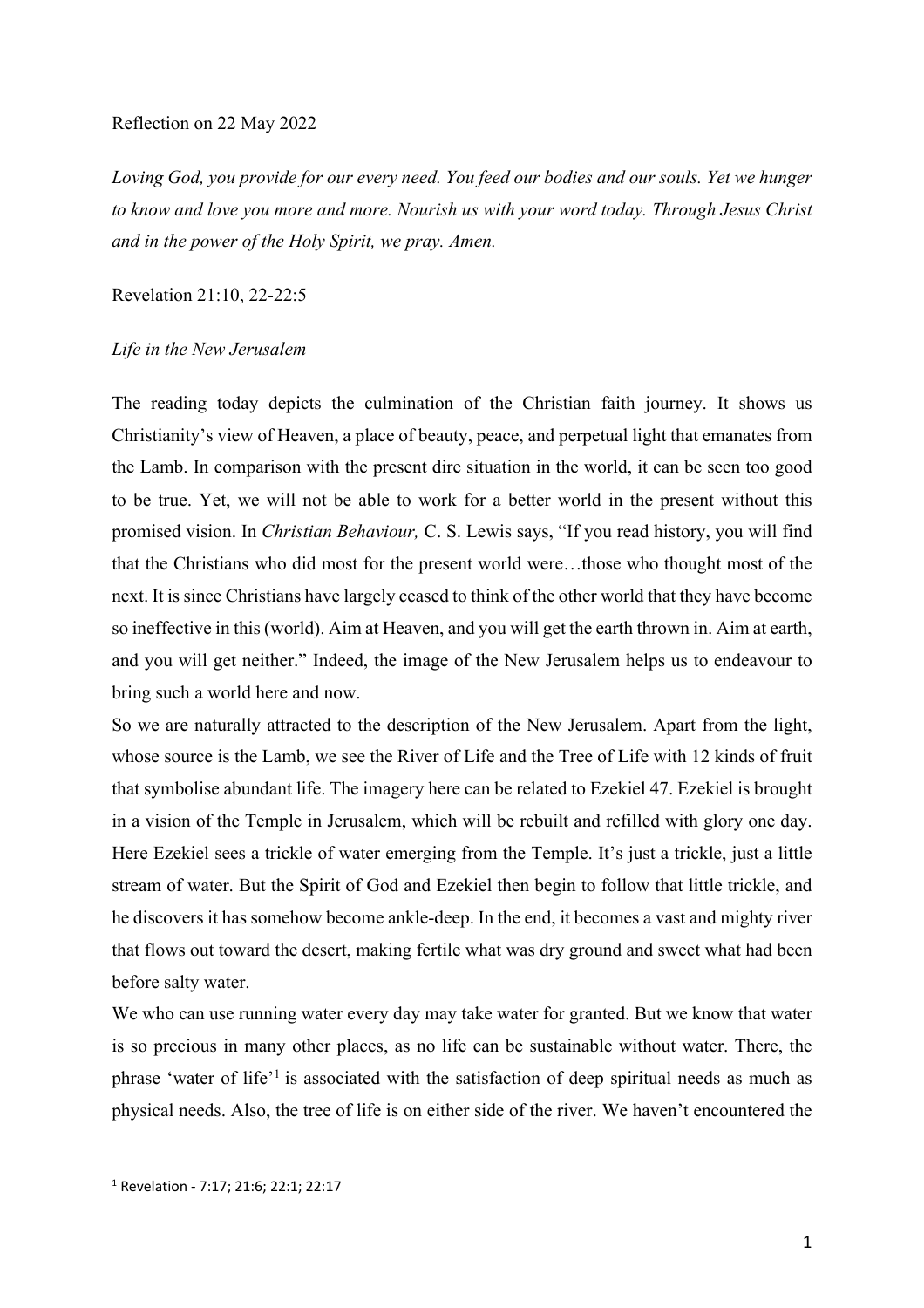Reflection on 22 May 2022

*Loving God, you provide for our every need. You feed our bodies and our souls. Yet we hunger to know and love you more and more. Nourish us with your word today. Through Jesus Christ and in the power of the Holy Spirit, we pray. Amen.*

Revelation 21:10, 22-22:5

*Life in the New Jerusalem*

The reading today depicts the culmination of the Christian faith journey. It shows us Christianity's view of Heaven, a place of beauty, peace, and perpetual light that emanates from the Lamb. In comparison with the present dire situation in the world, it can be seen too good to be true. Yet, we will not be able to work for a better world in the present without this promised vision. In *Christian Behaviour,* C. S. Lewis says, "If you read history, you will find that the Christians who did most for the present world were…those who thought most of the next. It is since Christians have largely ceased to think of the other world that they have become so ineffective in this (world). Aim at Heaven, and you will get the earth thrown in. Aim at earth, and you will get neither." Indeed, the image of the New Jerusalem helps us to endeavour to bring such a world here and now.

So we are naturally attracted to the description of the New Jerusalem. Apart from the light, whose source is the Lamb, we see the River of Life and the Tree of Life with 12 kinds of fruit that symbolise abundant life. The imagery here can be related to Ezekiel 47. Ezekiel is brought in a vision of the Temple in Jerusalem, which will be rebuilt and refilled with glory one day. Here Ezekiel sees a trickle of water emerging from the Temple. It's just a trickle, just a little stream of water. But the Spirit of God and Ezekiel then begin to follow that little trickle, and he discovers it has somehow become ankle-deep. In the end, it becomes a vast and mighty river that flows out toward the desert, making fertile what was dry ground and sweet what had been before salty water.

We who can use running water every day may take water for granted. But we know that water is so precious in many other places, as no life can be sustainable without water. There, the phrase 'water of life'[1] is associated with the satisfaction of deep spiritual needs as much as physical needs. Also, the tree of life is on either side of the river. We haven't encountered the

---

[1] Revelation - 7:17; 21:6; 22:1; 22:17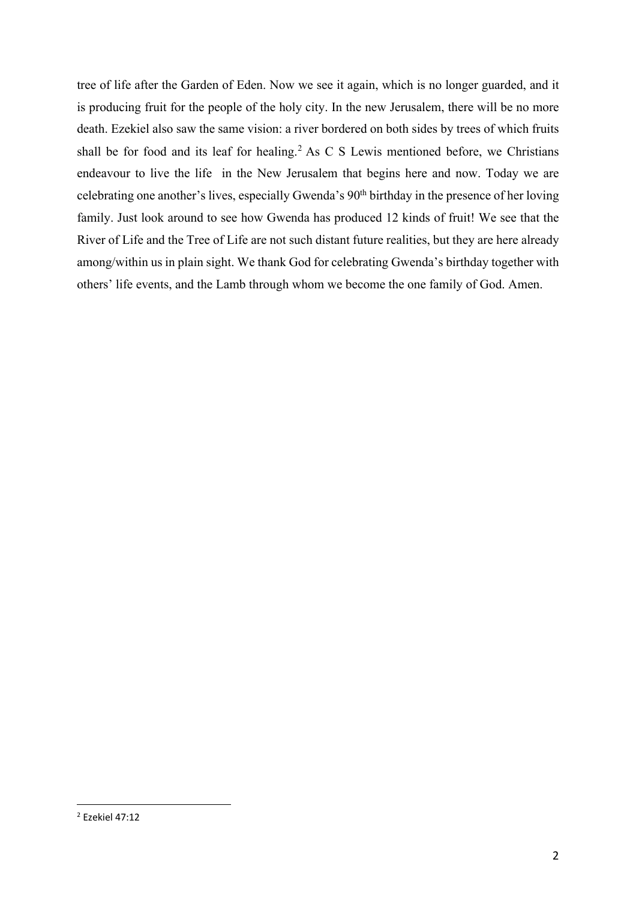tree of life after the Garden of Eden. Now we see it again, which is no longer guarded, and it is producing fruit for the people of the holy city. In the new Jerusalem, there will be no more death. Ezekiel also saw the same vision: a river bordered on both sides by trees of which fruits shall be for food and its leaf for healing.[2] As C S Lewis mentioned before, we Christians endeavour to live the life in the New Jerusalem that begins here and now. Today we are celebrating one another's lives, especially Gwenda's 90th birthday in the presence of her loving family. Just look around to see how Gwenda has produced 12 kinds of fruit! We see that the River of Life and the Tree of Life are not such distant future realities, but they are here already among/within us in plain sight. We thank God for celebrating Gwenda's birthday together with others' life events, and the Lamb through whom we become the one family of God. Amen.

---

[2] Ezekiel 47:12